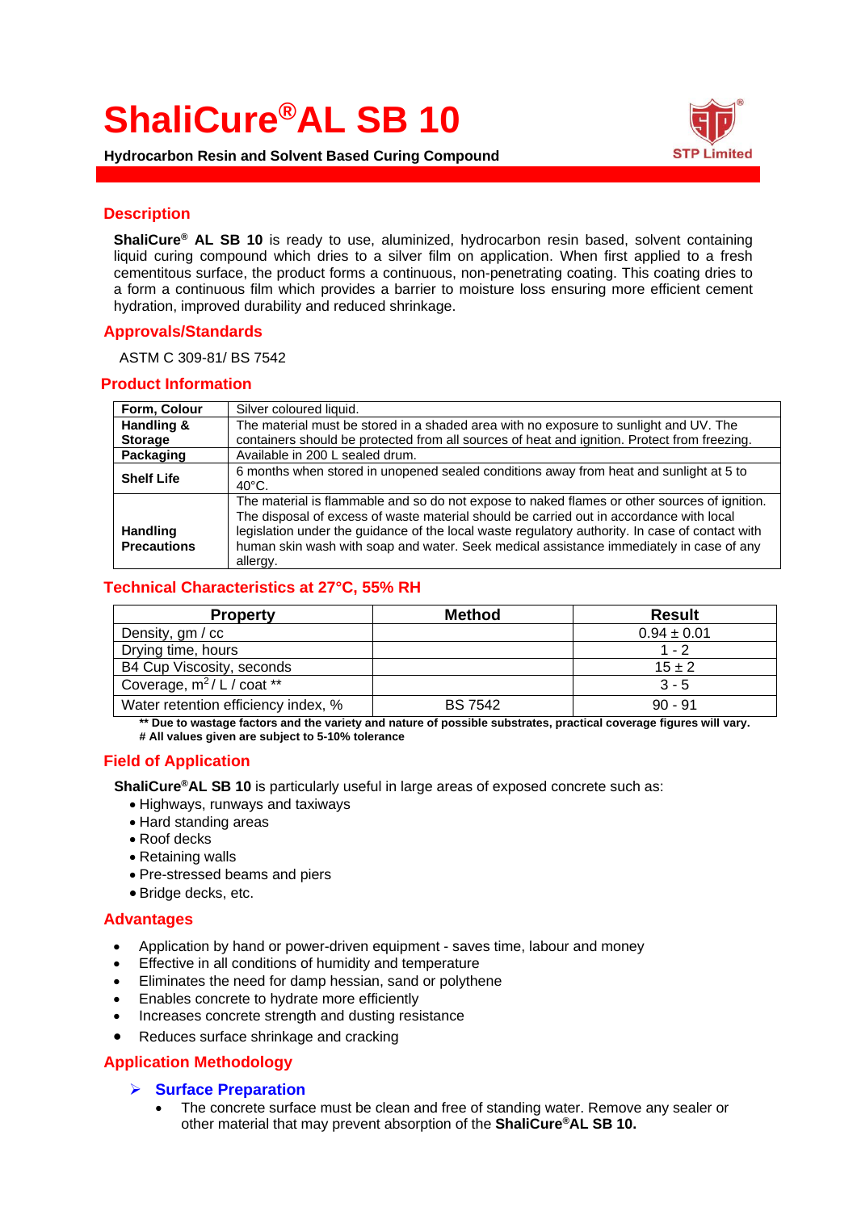# ShaliCure®AL SB 10

**Hydrocarbon Resin and Solvent Based Curing Compound**

STP Limited

## Description

**ShaliCure® AL SB 10** is ready to use, aluminized, hydrocarbon resin based, solvent containing liquid curing compound which dries to a silver film on application. When first applied to a fresh cementitous surface, the product forms a continuous, non-penetrating coating. This coating dries to a form a continuous film which provides a barrier to moisture loss ensuring more efficient cement hydration, improved durability and reduced shrinkage.

## Approvals/Standards

ASTM C 309-81/ BS 7542

## Product Information

| | |
|---|---|
| **Form, Colour** | Silver coloured liquid. |
| **Handling & Storage** | The material must be stored in a shaded area with no exposure to sunlight and UV. The containers should be protected from all sources of heat and ignition. Protect from freezing. |
| **Packaging** | Available in 200 L sealed drum. |
| **Shelf Life** | 6 months when stored in unopened sealed conditions away from heat and sunlight at 5 to 40°C. |
| **Handling Precautions** | The material is flammable and so do not expose to naked flames or other sources of ignition. The disposal of excess of waste material should be carried out in accordance with local legislation under the guidance of the local waste regulatory authority. In case of contact with human skin wash with soap and water. Seek medical assistance immediately in case of any allergy. |

## Technical Characteristics at 27°C, 55% RH

| Property | Method | Result |
|---|---|---|
| Density, gm / cc | | 0.94 ± 0.01 |
| Drying time, hours | | 1 - 2 |
| B4 Cup Viscosity, seconds | | 15 ± 2 |
| Coverage, $m^2$ / L / coat ** | | 3 - 5 |
| Water retention efficiency index, % | BS 7542 | 90 - 91 |

**** Due to wastage factors and the variety and nature of possible substrates, practical coverage figures will vary.**
**# All values given are subject to 5-10% tolerance**

## Field of Application

**ShaliCure®AL SB 10** is particularly useful in large areas of exposed concrete such as:

- Highways, runways and taxiways
- Hard standing areas
- Roof decks
- Retaining walls
- Pre-stressed beams and piers
- Bridge decks, etc.

## Advantages

- Application by hand or power-driven equipment - saves time, labour and money
- Effective in all conditions of humidity and temperature
- Eliminates the need for damp hessian, sand or polythene
- Enables concrete to hydrate more efficiently
- Increases concrete strength and dusting resistance
- Reduces surface shrinkage and cracking

## Application Methodology

### Surface Preparation

- The concrete surface must be clean and free of standing water. Remove any sealer or other material that may prevent absorption of the **ShaliCure®AL SB 10.**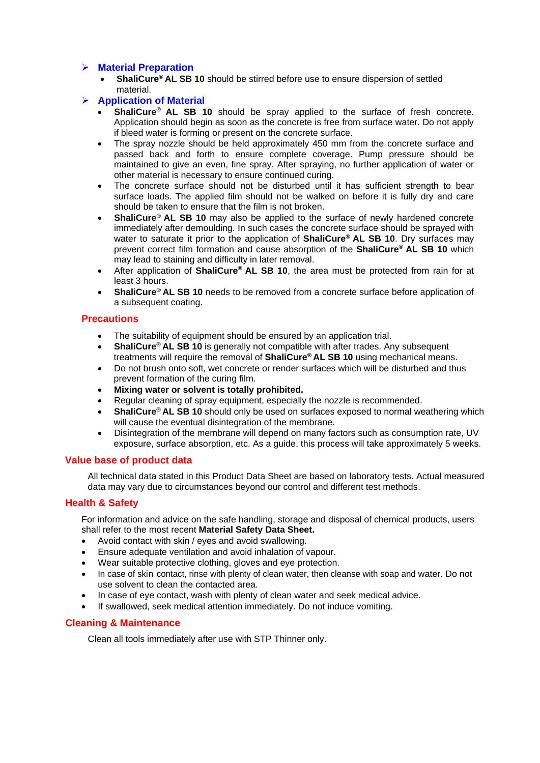### Material Preparation

- **ShaliCure® AL SB 10** should be stirred before use to ensure dispersion of settled material.

### Application of Material

- **ShaliCure® AL SB 10** should be spray applied to the surface of fresh concrete. Application should begin as soon as the concrete is free from surface water. Do not apply if bleed water is forming or present on the concrete surface.
- The spray nozzle should be held approximately 450 mm from the concrete surface and passed back and forth to ensure complete coverage. Pump pressure should be maintained to give an even, fine spray. After spraying, no further application of water or other material is necessary to ensure continued curing.
- The concrete surface should not be disturbed until it has sufficient strength to bear surface loads. The applied film should not be walked on before it is fully dry and care should be taken to ensure that the film is not broken.
- **ShaliCure® AL SB 10** may also be applied to the surface of newly hardened concrete immediately after demoulding. In such cases the concrete surface should be sprayed with water to saturate it prior to the application of **ShaliCure® AL SB 10**. Dry surfaces may prevent correct film formation and cause absorption of the **ShaliCure® AL SB 10** which may lead to staining and difficulty in later removal.
- After application of **ShaliCure® AL SB 10**, the area must be protected from rain for at least 3 hours.
- **ShaliCure® AL SB 10** needs to be removed from a concrete surface before application of a subsequent coating.

## Precautions

- The suitability of equipment should be ensured by an application trial.
- **ShaliCure® AL SB 10** is generally not compatible with after trades. Any subsequent treatments will require the removal of **ShaliCure® AL SB 10** using mechanical means.
- Do not brush onto soft, wet concrete or render surfaces which will be disturbed and thus prevent formation of the curing film.
- **Mixing water or solvent is totally prohibited.**
- Regular cleaning of spray equipment, especially the nozzle is recommended.
- **ShaliCure® AL SB 10** should only be used on surfaces exposed to normal weathering which will cause the eventual disintegration of the membrane.
- Disintegration of the membrane will depend on many factors such as consumption rate, UV exposure, surface absorption, etc. As a guide, this process will take approximately 5 weeks.

## Value base of product data

All technical data stated in this Product Data Sheet are based on laboratory tests. Actual measured data may vary due to circumstances beyond our control and different test methods.

## Health & Safety

For information and advice on the safe handling, storage and disposal of chemical products, users shall refer to the most recent **Material Safety Data Sheet.**

- Avoid contact with skin / eyes and avoid swallowing.
- Ensure adequate ventilation and avoid inhalation of vapour.
- Wear suitable protective clothing, gloves and eye protection.
- In case of skin contact, rinse with plenty of clean water, then cleanse with soap and water. Do not use solvent to clean the contacted area.
- In case of eye contact, wash with plenty of clean water and seek medical advice.
- If swallowed, seek medical attention immediately. Do not induce vomiting.

## Cleaning & Maintenance

Clean all tools immediately after use with STP Thinner only.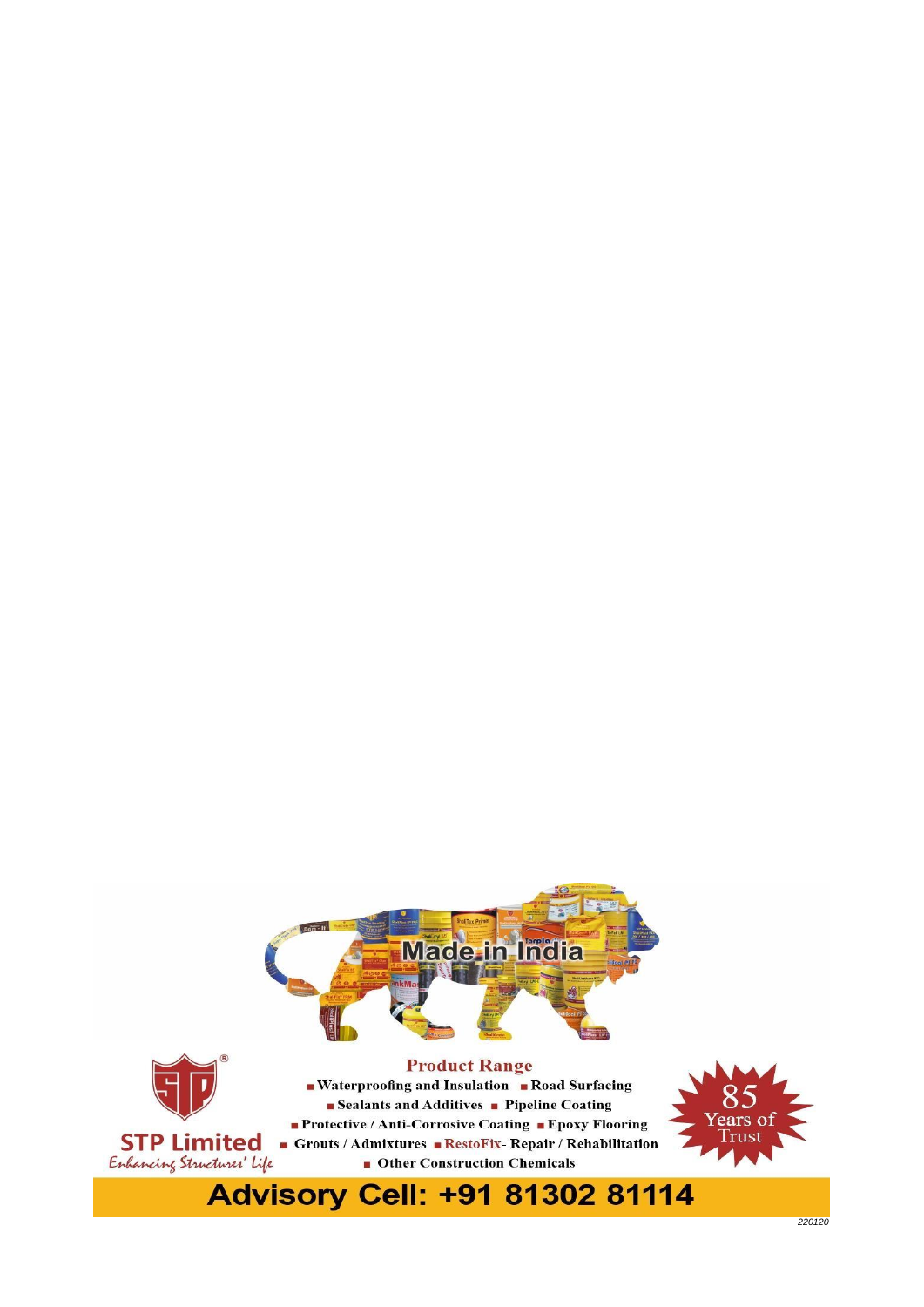Made in India

STP Limited

*Enhancing Structures' Life*

**Product Range**

- Waterproofing and Insulation
- Road Surfacing
- Sealants and Additives
- Pipeline Coating
- Protective / Anti-Corrosive Coating
- Epoxy Flooring
- Grouts / Admixtures
- RestoFix- Repair / Rehabilitation
- Other Construction Chemicals

85 Years of Trust

**Advisory Cell: +91 81302 81114**

220120